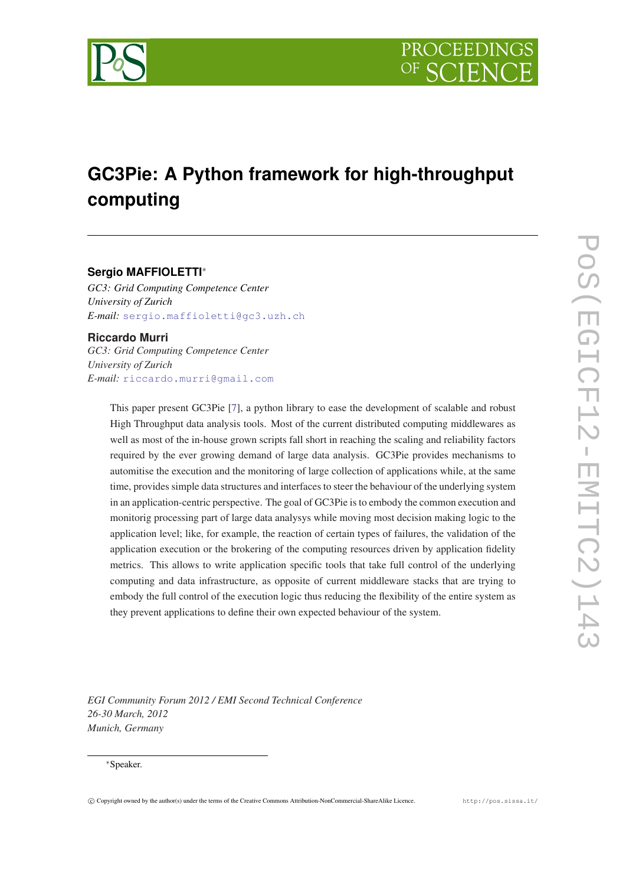# GC3Pie: A Python framework for high-throughput computing

**Sergio MAFFIOLETTI***

*GC3: Grid Computing Competence Center*
*University of Zurich*
*E-mail:* sergio.maffioletti@gc3.uzh.ch

**Riccardo Murri**

*GC3: Grid Computing Competence Center*
*University of Zurich*
*E-mail:* riccardo.murri@gmail.com

This paper present GC3Pie [7], a python library to ease the development of scalable and robust High Throughput data analysis tools. Most of the current distributed computing middlewares as well as most of the in-house grown scripts fall short in reaching the scaling and reliability factors required by the ever growing demand of large data analysis. GC3Pie provides mechanisms to automitise the execution and the monitoring of large collection of applications while, at the same time, provides simple data structures and interfaces to steer the behaviour of the underlying system in an application-centric perspective. The goal of GC3Pie is to embody the common execution and monitorig processing part of large data analysys while moving most decision making logic to the application level; like, for example, the reaction of certain types of failures, the validation of the application execution or the brokering of the computing resources driven by application fidelity metrics. This allows to write application specific tools that take full control of the underlying computing and data infrastructure, as opposite of current middleware stacks that are trying to embody the full control of the execution logic thus reducing the flexibility of the entire system as they prevent applications to define their own expected behaviour of the system.

*EGI Community Forum 2012 / EMI Second Technical Conference*
*26-30 March, 2012*
*Munich, Germany*

*Speaker.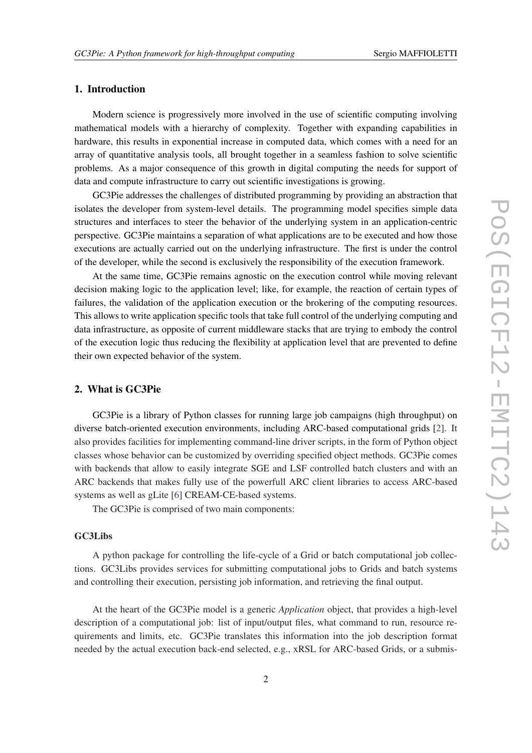## 1. Introduction

Modern science is progressively more involved in the use of scientific computing involving mathematical models with a hierarchy of complexity. Together with expanding capabilities in hardware, this results in exponential increase in computed data, which comes with a need for an array of quantitative analysis tools, all brought together in a seamless fashion to solve scientific problems. As a major consequence of this growth in digital computing the needs for support of data and compute infrastructure to carry out scientific investigations is growing.

GC3Pie addresses the challenges of distributed programming by providing an abstraction that isolates the developer from system-level details. The programming model specifies simple data structures and interfaces to steer the behavior of the underlying system in an application-centric perspective. GC3Pie maintains a separation of what applications are to be executed and how those executions are actually carried out on the underlying infrastructure. The first is under the control of the developer, while the second is exclusively the responsibility of the execution framework.

At the same time, GC3Pie remains agnostic on the execution control while moving relevant decision making logic to the application level; like, for example, the reaction of certain types of failures, the validation of the application execution or the brokering of the computing resources. This allows to write application specific tools that take full control of the underlying computing and data infrastructure, as opposite of current middleware stacks that are trying to embody the control of the execution logic thus reducing the flexibility at application level that are prevented to define their own expected behavior of the system.

## 2. What is GC3Pie

GC3Pie is a library of Python classes for running large job campaigns (high throughput) on diverse batch-oriented execution environments, including ARC-based computational grids [2]. It also provides facilities for implementing command-line driver scripts, in the form of Python object classes whose behavior can be customized by overriding specified object methods. GC3Pie comes with backends that allow to easily integrate SGE and LSF controlled batch clusters and with an ARC backends that makes fully use of the powerfull ARC client libraries to access ARC-based systems as well as gLite [6] CREAM-CE-based systems.

The GC3Pie is comprised of two main components:

### GC3Libs

A python package for controlling the life-cycle of a Grid or batch computational job collections. GC3Libs provides services for submitting computational jobs to Grids and batch systems and controlling their execution, persisting job information, and retrieving the final output.

At the heart of the GC3Pie model is a generic *Application* object, that provides a high-level description of a computational job: list of input/output files, what command to run, resource requirements and limits, etc. GC3Pie translates this information into the job description format needed by the actual execution back-end selected, e.g., xRSL for ARC-based Grids, or a submis-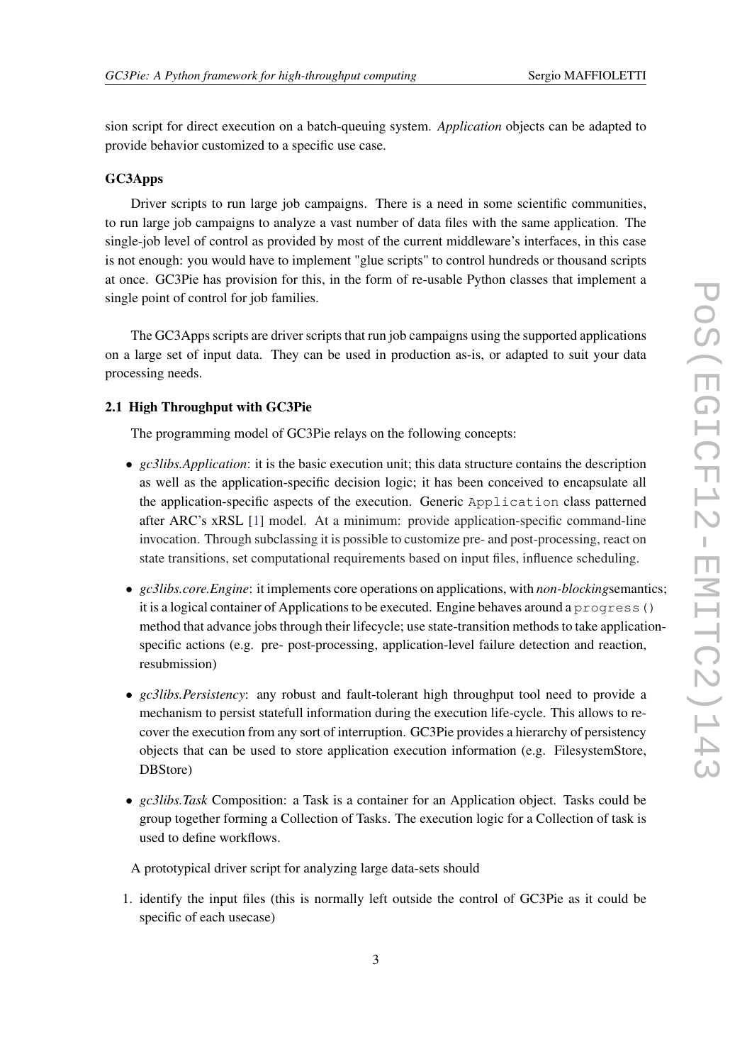sion script for direct execution on a batch-queuing system. *Application* objects can be adapted to provide behavior customized to a specific use case.

### GC3Apps

Driver scripts to run large job campaigns. There is a need in some scientific communities, to run large job campaigns to analyze a vast number of data files with the same application. The single-job level of control as provided by most of the current middleware's interfaces, in this case is not enough: you would have to implement "glue scripts" to control hundreds or thousand scripts at once. GC3Pie has provision for this, in the form of re-usable Python classes that implement a single point of control for job families.

The GC3Apps scripts are driver scripts that run job campaigns using the supported applications on a large set of input data. They can be used in production as-is, or adapted to suit your data processing needs.

### 2.1 High Throughput with GC3Pie

The programming model of GC3Pie relays on the following concepts:

- *gc3libs.Application*: it is the basic execution unit; this data structure contains the description as well as the application-specific decision logic; it has been conceived to encapsulate all the application-specific aspects of the execution. Generic `Application` class patterned after ARC's xRSL [1] model. At a minimum: provide application-specific command-line invocation. Through subclassing it is possible to customize pre- and post-processing, react on state transitions, set computational requirements based on input files, influence scheduling.
- *gc3libs.core.Engine*: it implements core operations on applications, with *non-blocking*semantics; it is a logical container of Applications to be executed. Engine behaves around a `progress()` method that advance jobs through their lifecycle; use state-transition methods to take application-specific actions (e.g. pre- post-processing, application-level failure detection and reaction, resubmission)
- *gc3libs.Persistency*: any robust and fault-tolerant high throughput tool need to provide a mechanism to persist statefull information during the execution life-cycle. This allows to recover the execution from any sort of interruption. GC3Pie provides a hierarchy of persistency objects that can be used to store application execution information (e.g. FilesystemStore, DBStore)
- *gc3libs.Task* Composition: a Task is a container for an Application object. Tasks could be group together forming a Collection of Tasks. The execution logic for a Collection of task is used to define workflows.

A prototypical driver script for analyzing large data-sets should

1. identify the input files (this is normally left outside the control of GC3Pie as it could be specific of each usecase)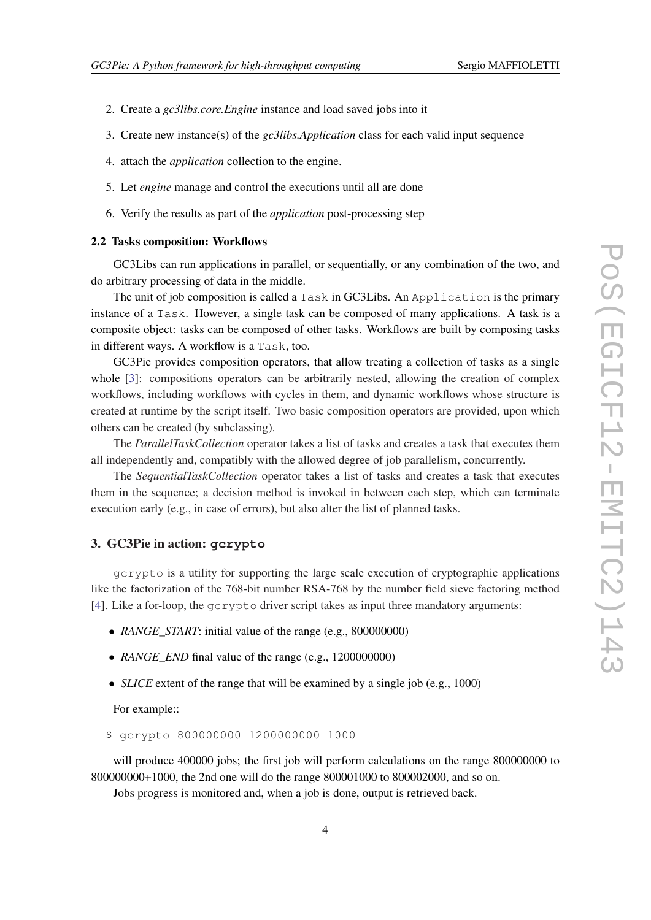2. Create a *gc3libs.core.Engine* instance and load saved jobs into it
3. Create new instance(s) of the *gc3libs.Application* class for each valid input sequence
4. attach the *application* collection to the engine.
5. Let *engine* manage and control the executions until all are done
6. Verify the results as part of the *application* post-processing step

### 2.2 Tasks composition: Workflows

GC3Libs can run applications in parallel, or sequentially, or any combination of the two, and do arbitrary processing of data in the middle.

The unit of job composition is called a `Task` in GC3Libs. An `Application` is the primary instance of a `Task`. However, a single task can be composed of many applications. A task is a composite object: tasks can be composed of other tasks. Workflows are built by composing tasks in different ways. A workflow is a `Task`, too.

GC3Pie provides composition operators, that allow treating a collection of tasks as a single whole [3]: compositions operators can be arbitrarily nested, allowing the creation of complex workflows, including workflows with cycles in them, and dynamic workflows whose structure is created at runtime by the script itself. Two basic composition operators are provided, upon which others can be created (by subclassing).

The *ParallelTaskCollection* operator takes a list of tasks and creates a task that executes them all independently and, compatibly with the allowed degree of job parallelism, concurrently.

The *SequentialTaskCollection* operator takes a list of tasks and creates a task that executes them in the sequence; a decision method is invoked in between each step, which can terminate execution early (e.g., in case of errors), but also alter the list of planned tasks.

## 3. GC3Pie in action: `gcrypto`

`gcrypto` is a utility for supporting the large scale execution of cryptographic applications like the factorization of the 768-bit number RSA-768 by the number field sieve factoring method [4]. Like a for-loop, the `gcrypto` driver script takes as input three mandatory arguments:

- *RANGE_START*: initial value of the range (e.g., 800000000)
- *RANGE_END* final value of the range (e.g., 1200000000)
- *SLICE* extent of the range that will be examined by a single job (e.g., 1000)

For example::

```
$ gcrypto 800000000 1200000000 1000
```

will produce 400000 jobs; the first job will perform calculations on the range 800000000 to 800000000+1000, the 2nd one will do the range 800001000 to 800002000, and so on.

Jobs progress is monitored and, when a job is done, output is retrieved back.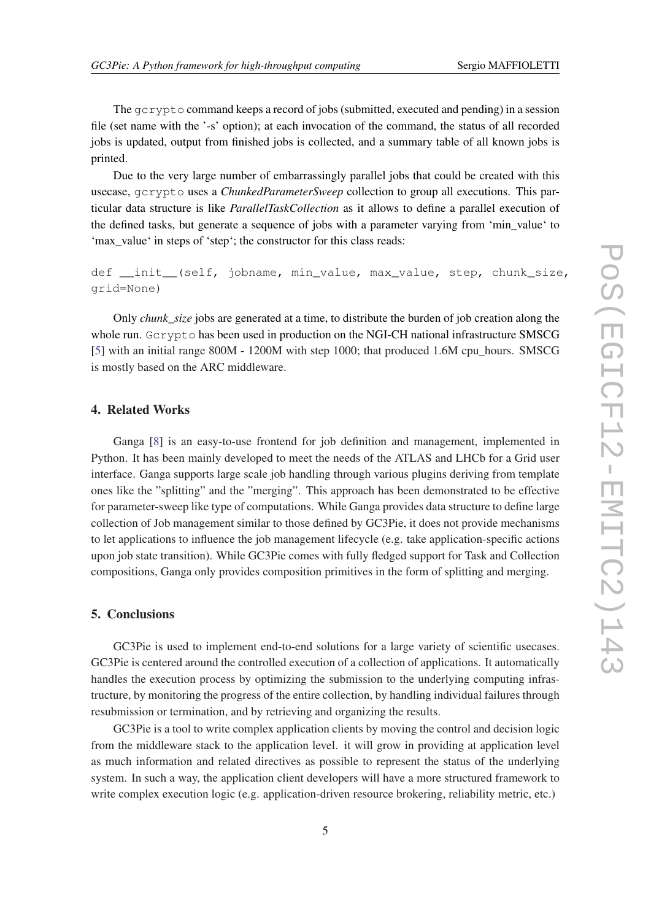The gcrypto command keeps a record of jobs (submitted, executed and pending) in a session file (set name with the '-s' option); at each invocation of the command, the status of all recorded jobs is updated, output from finished jobs is collected, and a summary table of all known jobs is printed.

Due to the very large number of embarrassingly parallel jobs that could be created with this usecase, gcrypto uses a *ChunkedParameterSweep* collection to group all executions. This particular data structure is like *ParallelTaskCollection* as it allows to define a parallel execution of the defined tasks, but generate a sequence of jobs with a parameter varying from 'min_value' to 'max_value' in steps of 'step'; the constructor for this class reads:

```
def __init__(self, jobname, min_value, max_value, step, chunk_size,
grid=None)
```

Only *chunk_size* jobs are generated at a time, to distribute the burden of job creation along the whole run. Gcrypto has been used in production on the NGI-CH national infrastructure SMSCG [5] with an initial range 800M - 1200M with step 1000; that produced 1.6M cpu_hours. SMSCG is mostly based on the ARC middleware.

## 4. Related Works

Ganga [8] is an easy-to-use frontend for job definition and management, implemented in Python. It has been mainly developed to meet the needs of the ATLAS and LHCb for a Grid user interface. Ganga supports large scale job handling through various plugins deriving from template ones like the "splitting" and the "merging". This approach has been demonstrated to be effective for parameter-sweep like type of computations. While Ganga provides data structure to define large collection of Job management similar to those defined by GC3Pie, it does not provide mechanisms to let applications to influence the job management lifecycle (e.g. take application-specific actions upon job state transition). While GC3Pie comes with fully fledged support for Task and Collection compositions, Ganga only provides composition primitives in the form of splitting and merging.

## 5. Conclusions

GC3Pie is used to implement end-to-end solutions for a large variety of scientific usecases. GC3Pie is centered around the controlled execution of a collection of applications. It automatically handles the execution process by optimizing the submission to the underlying computing infrastructure, by monitoring the progress of the entire collection, by handling individual failures through resubmission or termination, and by retrieving and organizing the results.

GC3Pie is a tool to write complex application clients by moving the control and decision logic from the middleware stack to the application level. it will grow in providing at application level as much information and related directives as possible to represent the status of the underlying system. In such a way, the application client developers will have a more structured framework to write complex execution logic (e.g. application-driven resource brokering, reliability metric, etc.)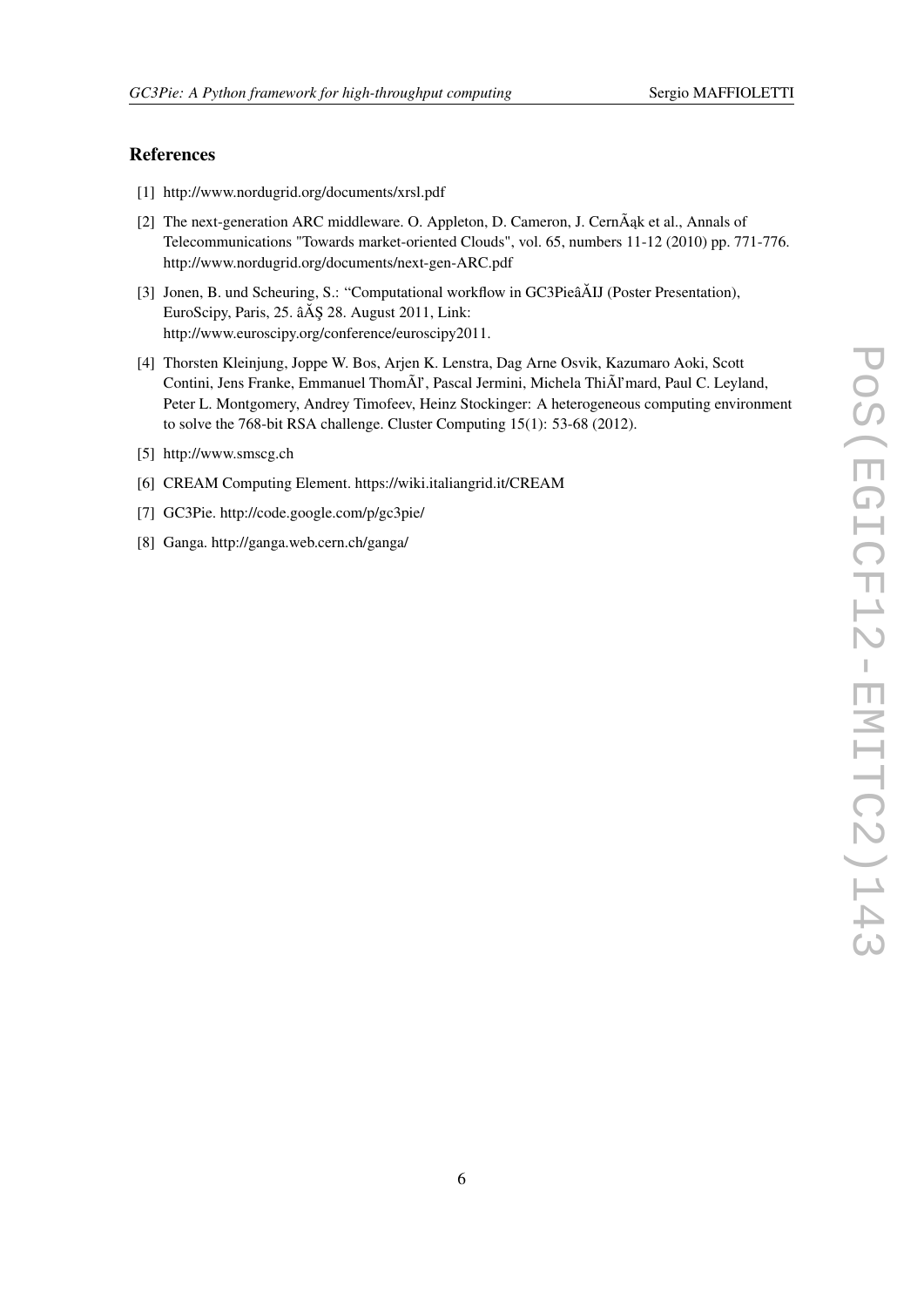## References

[1] http://www.nordugrid.org/documents/xrsl.pdf

[2] The next-generation ARC middleware. O. Appleton, D. Cameron, J. CernÃąk et al., Annals of Telecommunications "Towards market-oriented Clouds", vol. 65, numbers 11-12 (2010) pp. 771-776. http://www.nordugrid.org/documents/next-gen-ARC.pdf

[3] Jonen, B. und Scheuring, S.: "Computational workflow in GC3PieâĂİ (Poster Presentation), EuroScipy, Paris, 25. âĂŞ 28. August 2011, Link: http://www.euroscipy.org/conference/euroscipy2011.

[4] Thorsten Kleinjung, Joppe W. Bos, Arjen K. Lenstra, Dag Arne Osvik, Kazumaro Aoki, Scott Contini, Jens Franke, Emmanuel ThomÃl', Pascal Jermini, Michela ThiÃl'mard, Paul C. Leyland, Peter L. Montgomery, Andrey Timofeev, Heinz Stockinger: A heterogeneous computing environment to solve the 768-bit RSA challenge. Cluster Computing 15(1): 53-68 (2012).

[5] http://www.smscg.ch

[6] CREAM Computing Element. https://wiki.italiangrid.it/CREAM

[7] GC3Pie. http://code.google.com/p/gc3pie/

[8] Ganga. http://ganga.web.cern.ch/ganga/